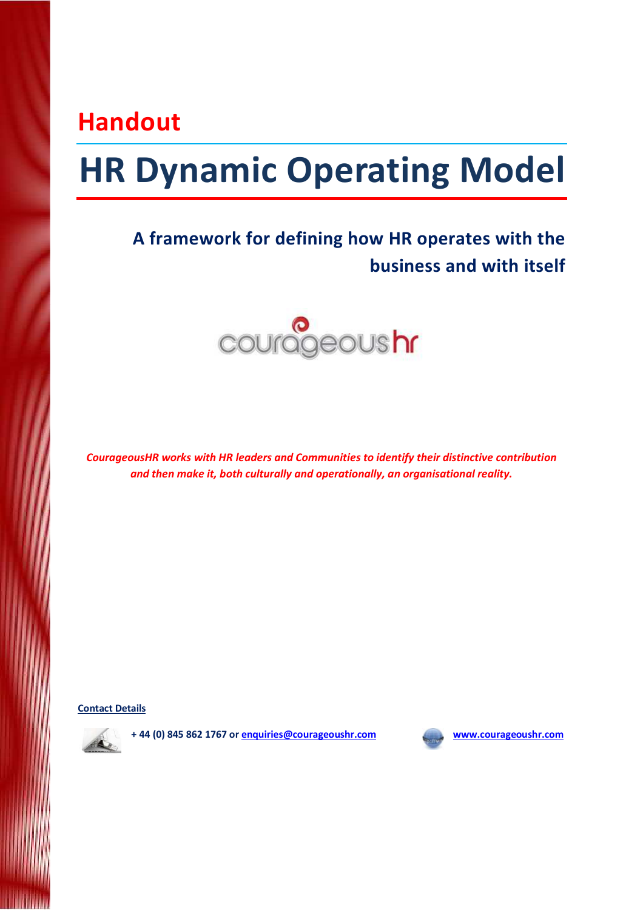## Handout

# HR Dynamic Operating Model

### A framework for defining how HR operates with the business and with itself

courageoushr

*CourageousHR works with HR leaders and Communities to identify their distinctive contribution and then make it, both culturally and operationally, an organisational reality.*

**Contact Details**

**+ 44 (0) 845 862 1767 or enquiries@courageoushr.com**

**www.courageoushr.com**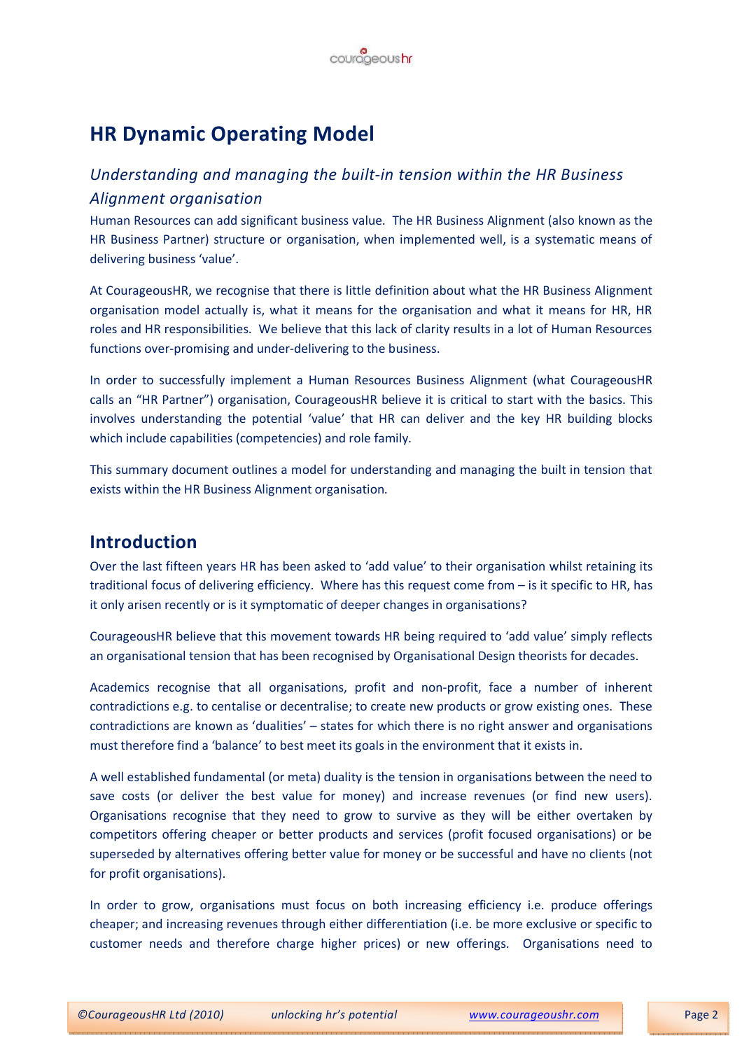# HR Dynamic Operating Model

## *Understanding and managing the built-in tension within the HR Business Alignment organisation*

Human Resources can add significant business value. The HR Business Alignment (also known as the HR Business Partner) structure or organisation, when implemented well, is a systematic means of delivering business 'value'.

At CourageousHR, we recognise that there is little definition about what the HR Business Alignment organisation model actually is, what it means for the organisation and what it means for HR, HR roles and HR responsibilities. We believe that this lack of clarity results in a lot of Human Resources functions over-promising and under-delivering to the business.

In order to successfully implement a Human Resources Business Alignment (what CourageousHR calls an "HR Partner") organisation, CourageousHR believe it is critical to start with the basics. This involves understanding the potential 'value' that HR can deliver and the key HR building blocks which include capabilities (competencies) and role family.

This summary document outlines a model for understanding and managing the built in tension that exists within the HR Business Alignment organisation.

## Introduction

Over the last fifteen years HR has been asked to 'add value' to their organisation whilst retaining its traditional focus of delivering efficiency. Where has this request come from – is it specific to HR, has it only arisen recently or is it symptomatic of deeper changes in organisations?

CourageousHR believe that this movement towards HR being required to 'add value' simply reflects an organisational tension that has been recognised by Organisational Design theorists for decades.

Academics recognise that all organisations, profit and non-profit, face a number of inherent contradictions e.g. to centalise or decentralise; to create new products or grow existing ones. These contradictions are known as 'dualities' – states for which there is no right answer and organisations must therefore find a 'balance' to best meet its goals in the environment that it exists in.

A well established fundamental (or meta) duality is the tension in organisations between the need to save costs (or deliver the best value for money) and increase revenues (or find new users). Organisations recognise that they need to grow to survive as they will be either overtaken by competitors offering cheaper or better products and services (profit focused organisations) or be superseded by alternatives offering better value for money or be successful and have no clients (not for profit organisations).

In order to grow, organisations must focus on both increasing efficiency i.e. produce offerings cheaper; and increasing revenues through either differentiation (i.e. be more exclusive or specific to customer needs and therefore charge higher prices) or new offerings. Organisations need to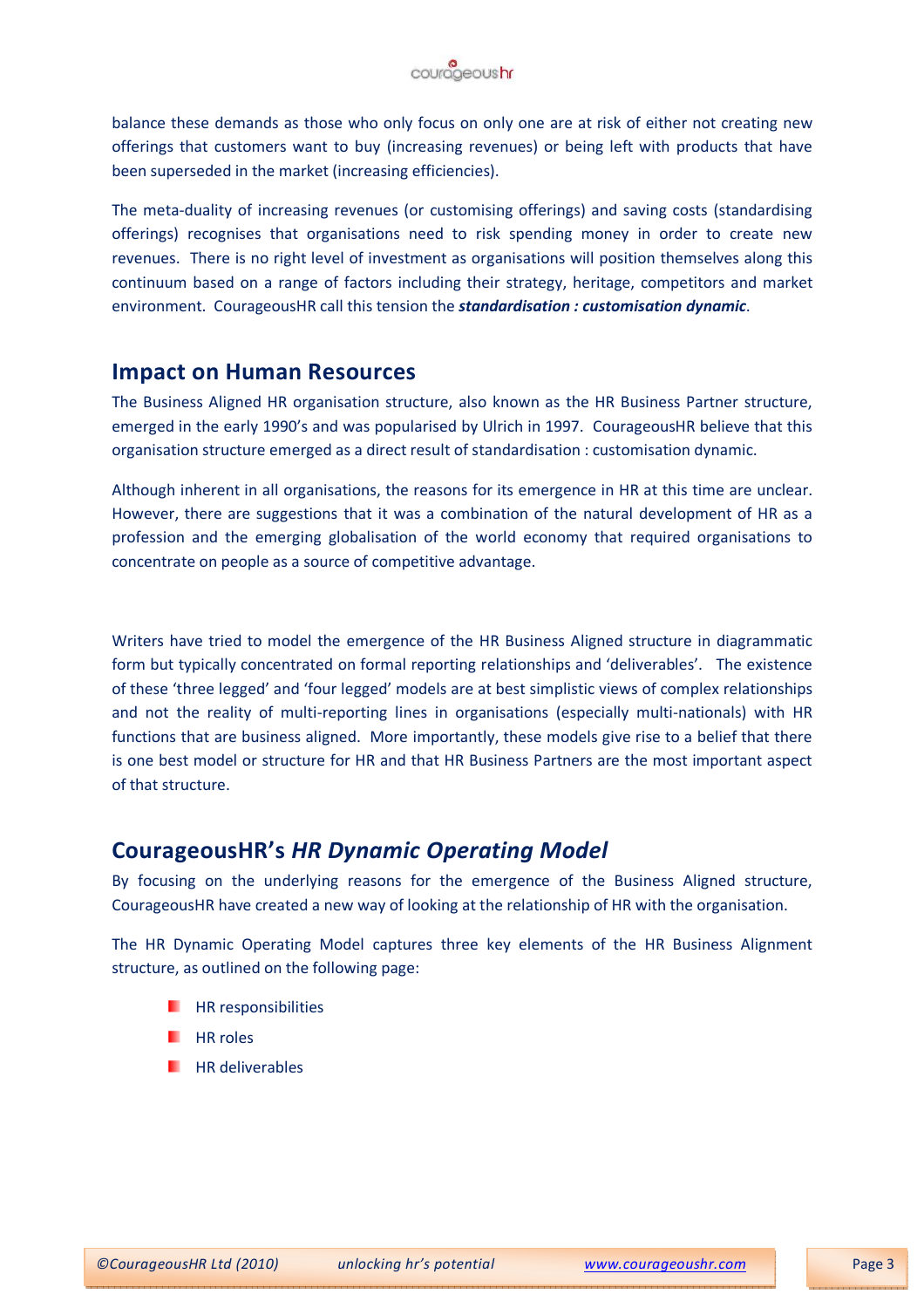balance these demands as those who only focus on only one are at risk of either not creating new offerings that customers want to buy (increasing revenues) or being left with products that have been superseded in the market (increasing efficiencies).

The meta-duality of increasing revenues (or customising offerings) and saving costs (standardising offerings) recognises that organisations need to risk spending money in order to create new revenues. There is no right level of investment as organisations will position themselves along this continuum based on a range of factors including their strategy, heritage, competitors and market environment. CourageousHR call this tension the ***standardisation : customisation dynamic***.

## Impact on Human Resources

The Business Aligned HR organisation structure, also known as the HR Business Partner structure, emerged in the early 1990's and was popularised by Ulrich in 1997. CourageousHR believe that this organisation structure emerged as a direct result of standardisation : customisation dynamic.

Although inherent in all organisations, the reasons for its emergence in HR at this time are unclear. However, there are suggestions that it was a combination of the natural development of HR as a profession and the emerging globalisation of the world economy that required organisations to concentrate on people as a source of competitive advantage.

Writers have tried to model the emergence of the HR Business Aligned structure in diagrammatic form but typically concentrated on formal reporting relationships and 'deliverables'. The existence of these 'three legged' and 'four legged' models are at best simplistic views of complex relationships and not the reality of multi-reporting lines in organisations (especially multi-nationals) with HR functions that are business aligned. More importantly, these models give rise to a belief that there is one best model or structure for HR and that HR Business Partners are the most important aspect of that structure.

## CourageousHR's *HR Dynamic Operating Model*

By focusing on the underlying reasons for the emergence of the Business Aligned structure, CourageousHR have created a new way of looking at the relationship of HR with the organisation.

The HR Dynamic Operating Model captures three key elements of the HR Business Alignment structure, as outlined on the following page:

- HR responsibilities
- HR roles
- HR deliverables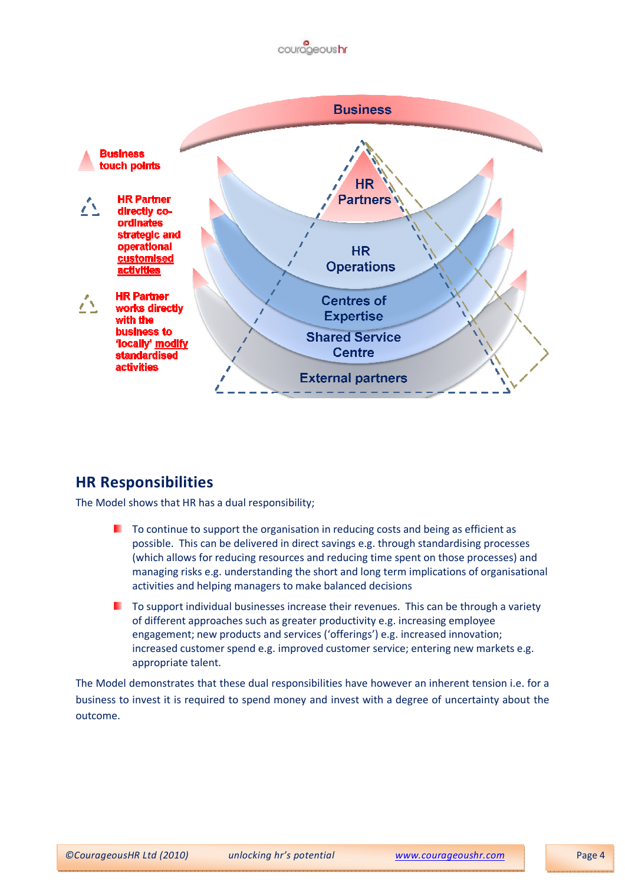Business

Business touch points

HR Partner directly co-ordinates strategic and operational customised activities

HR Partner works directly with the business to 'locally' modify standardised activities

HR Partners

HR Operations

Centres of Expertise

Shared Service Centre

External partners

## HR Responsibilities

The Model shows that HR has a dual responsibility;

- To continue to support the organisation in reducing costs and being as efficient as possible. This can be delivered in direct savings e.g. through standardising processes (which allows for reducing resources and reducing time spent on those processes) and managing risks e.g. understanding the short and long term implications of organisational activities and helping managers to make balanced decisions
- To support individual businesses increase their revenues. This can be through a variety of different approaches such as greater productivity e.g. increasing employee engagement; new products and services ('offerings') e.g. increased innovation; increased customer spend e.g. improved customer service; entering new markets e.g. appropriate talent.

The Model demonstrates that these dual responsibilities have however an inherent tension i.e. for a business to invest it is required to spend money and invest with a degree of uncertainty about the outcome.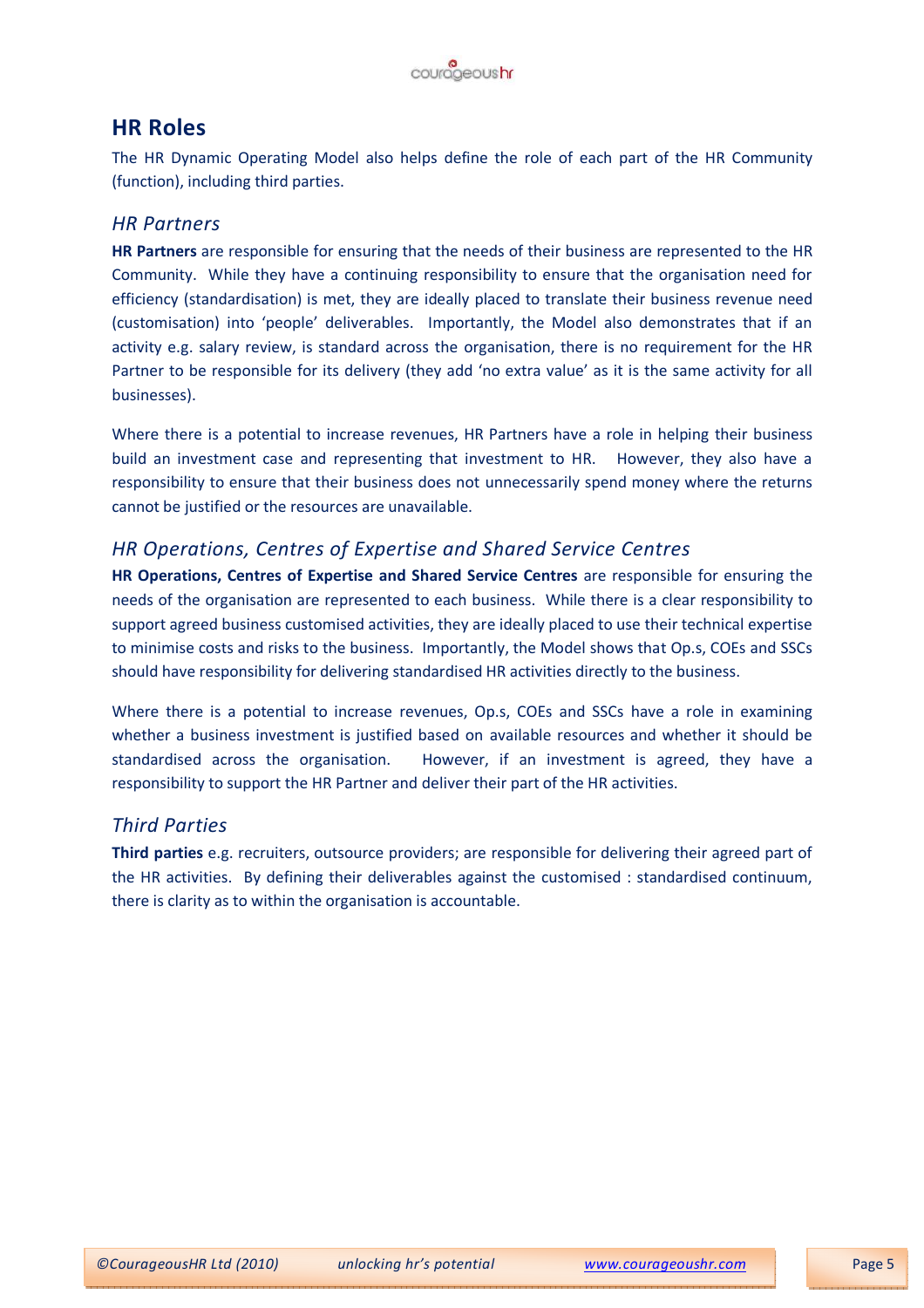## HR Roles

The HR Dynamic Operating Model also helps define the role of each part of the HR Community (function), including third parties.

### *HR Partners*

**HR Partners** are responsible for ensuring that the needs of their business are represented to the HR Community. While they have a continuing responsibility to ensure that the organisation need for efficiency (standardisation) is met, they are ideally placed to translate their business revenue need (customisation) into 'people' deliverables. Importantly, the Model also demonstrates that if an activity e.g. salary review, is standard across the organisation, there is no requirement for the HR Partner to be responsible for its delivery (they add 'no extra value' as it is the same activity for all businesses).

Where there is a potential to increase revenues, HR Partners have a role in helping their business build an investment case and representing that investment to HR. However, they also have a responsibility to ensure that their business does not unnecessarily spend money where the returns cannot be justified or the resources are unavailable.

### *HR Operations, Centres of Expertise and Shared Service Centres*

**HR Operations, Centres of Expertise and Shared Service Centres** are responsible for ensuring the needs of the organisation are represented to each business. While there is a clear responsibility to support agreed business customised activities, they are ideally placed to use their technical expertise to minimise costs and risks to the business. Importantly, the Model shows that Op.s, COEs and SSCs should have responsibility for delivering standardised HR activities directly to the business.

Where there is a potential to increase revenues, Op.s, COEs and SSCs have a role in examining whether a business investment is justified based on available resources and whether it should be standardised across the organisation. However, if an investment is agreed, they have a responsibility to support the HR Partner and deliver their part of the HR activities.

### *Third Parties*

**Third parties** e.g. recruiters, outsource providers; are responsible for delivering their agreed part of the HR activities. By defining their deliverables against the customised : standardised continuum, there is clarity as to within the organisation is accountable.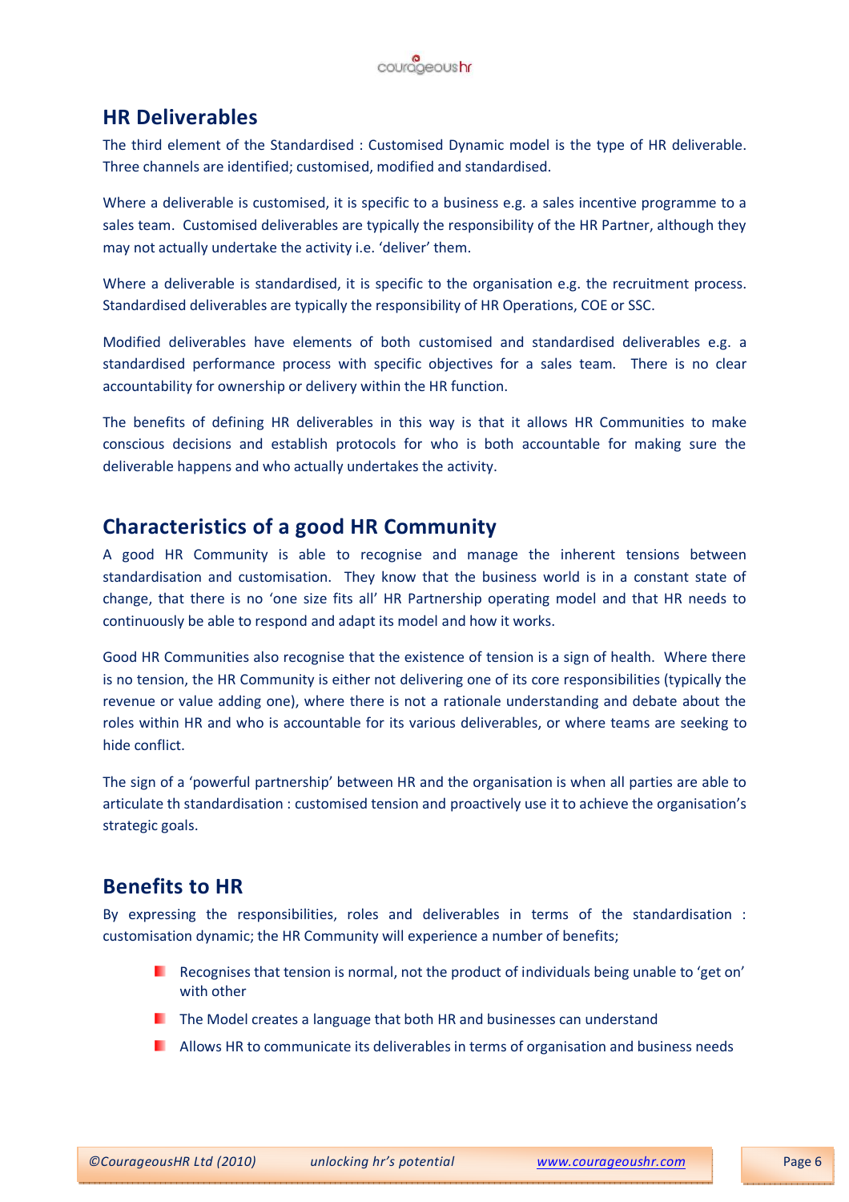## HR Deliverables

The third element of the Standardised : Customised Dynamic model is the type of HR deliverable. Three channels are identified; customised, modified and standardised.

Where a deliverable is customised, it is specific to a business e.g. a sales incentive programme to a sales team. Customised deliverables are typically the responsibility of the HR Partner, although they may not actually undertake the activity i.e. 'deliver' them.

Where a deliverable is standardised, it is specific to the organisation e.g. the recruitment process. Standardised deliverables are typically the responsibility of HR Operations, COE or SSC.

Modified deliverables have elements of both customised and standardised deliverables e.g. a standardised performance process with specific objectives for a sales team. There is no clear accountability for ownership or delivery within the HR function.

The benefits of defining HR deliverables in this way is that it allows HR Communities to make conscious decisions and establish protocols for who is both accountable for making sure the deliverable happens and who actually undertakes the activity.

## Characteristics of a good HR Community

A good HR Community is able to recognise and manage the inherent tensions between standardisation and customisation. They know that the business world is in a constant state of change, that there is no 'one size fits all' HR Partnership operating model and that HR needs to continuously be able to respond and adapt its model and how it works.

Good HR Communities also recognise that the existence of tension is a sign of health. Where there is no tension, the HR Community is either not delivering one of its core responsibilities (typically the revenue or value adding one), where there is not a rationale understanding and debate about the roles within HR and who is accountable for its various deliverables, or where teams are seeking to hide conflict.

The sign of a 'powerful partnership' between HR and the organisation is when all parties are able to articulate th standardisation : customised tension and proactively use it to achieve the organisation's strategic goals.

## Benefits to HR

By expressing the responsibilities, roles and deliverables in terms of the standardisation : customisation dynamic; the HR Community will experience a number of benefits;

- Recognises that tension is normal, not the product of individuals being unable to 'get on' with other
- The Model creates a language that both HR and businesses can understand
- Allows HR to communicate its deliverables in terms of organisation and business needs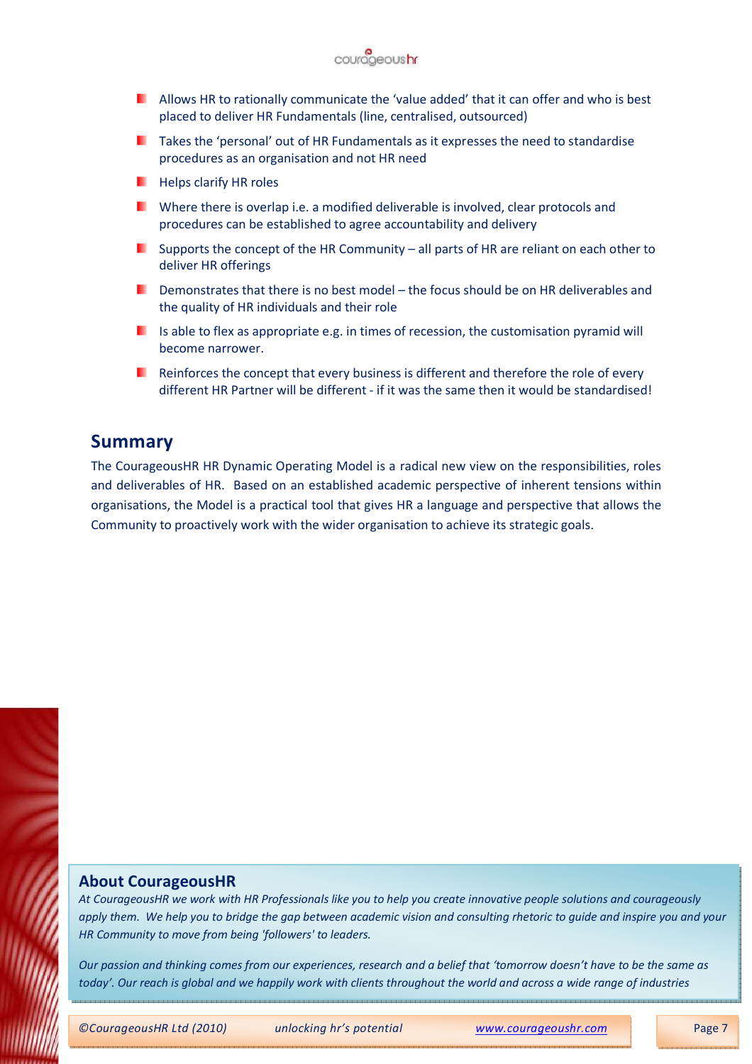- Allows HR to rationally communicate the 'value added' that it can offer and who is best placed to deliver HR Fundamentals (line, centralised, outsourced)
- Takes the 'personal' out of HR Fundamentals as it expresses the need to standardise procedures as an organisation and not HR need
- Helps clarify HR roles
- Where there is overlap i.e. a modified deliverable is involved, clear protocols and procedures can be established to agree accountability and delivery
- Supports the concept of the HR Community – all parts of HR are reliant on each other to deliver HR offerings
- Demonstrates that there is no best model – the focus should be on HR deliverables and the quality of HR individuals and their role
- Is able to flex as appropriate e.g. in times of recession, the customisation pyramid will become narrower.
- Reinforces the concept that every business is different and therefore the role of every different HR Partner will be different - if it was the same then it would be standardised!

## Summary

The CourageousHR HR Dynamic Operating Model is a radical new view on the responsibilities, roles and deliverables of HR. Based on an established academic perspective of inherent tensions within organisations, the Model is a practical tool that gives HR a language and perspective that allows the Community to proactively work with the wider organisation to achieve its strategic goals.

### About CourageousHR

*At CourageousHR we work with HR Professionals like you to help you create innovative people solutions and courageously apply them. We help you to bridge the gap between academic vision and consulting rhetoric to guide and inspire you and your HR Community to move from being 'followers' to leaders.*

*Our passion and thinking comes from our experiences, research and a belief that 'tomorrow doesn't have to be the same as today'. Our reach is global and we happily work with clients throughout the world and across a wide range of industries*